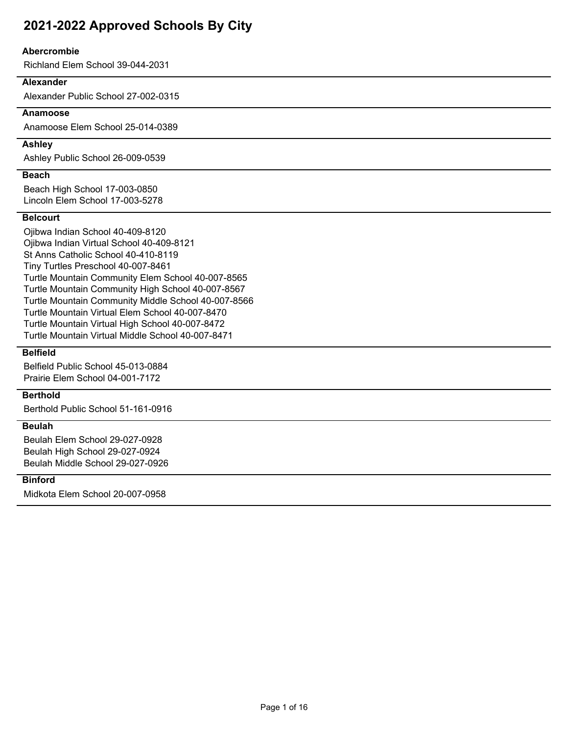# 2021-2022 Approved Schools By City

### Abercrombie

Richland Elem School 39-044-2031

### Alexander

Alexander Public School 27-002-0315

### Anamoose

Anamoose Elem School 25-014-0389

### Ashley

Ashley Public School 26-009-0539

### Beach

Beach High School 17-003-0850
Lincoln Elem School 17-003-5278

### Belcourt

Ojibwa Indian School 40-409-8120
Ojibwa Indian Virtual School 40-409-8121
St Anns Catholic School 40-410-8119
Tiny Turtles Preschool 40-007-8461
Turtle Mountain Community Elem School 40-007-8565
Turtle Mountain Community High School 40-007-8567
Turtle Mountain Community Middle School 40-007-8566
Turtle Mountain Virtual Elem School 40-007-8470
Turtle Mountain Virtual High School 40-007-8472
Turtle Mountain Virtual Middle School 40-007-8471

### Belfield

Belfield Public School 45-013-0884
Prairie Elem School 04-001-7172

### Berthold

Berthold Public School 51-161-0916

### Beulah

Beulah Elem School 29-027-0928
Beulah High School 29-027-0924
Beulah Middle School 29-027-0926

### Binford

Midkota Elem School 20-007-0958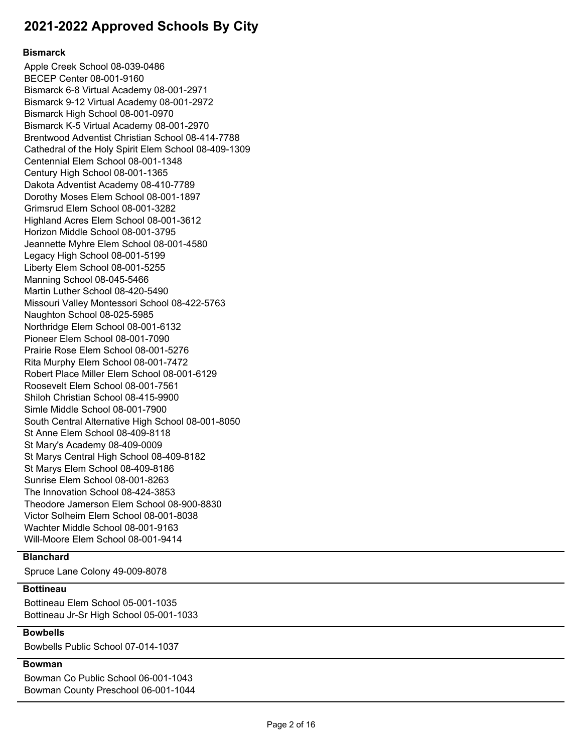# 2021-2022 Approved Schools By City

### Bismarck

Apple Creek School 08-039-0486
BECEP Center 08-001-9160
Bismarck 6-8 Virtual Academy 08-001-2971
Bismarck 9-12 Virtual Academy 08-001-2972
Bismarck High School 08-001-0970
Bismarck K-5 Virtual Academy 08-001-2970
Brentwood Adventist Christian School 08-414-7788
Cathedral of the Holy Spirit Elem School 08-409-1309
Centennial Elem School 08-001-1348
Century High School 08-001-1365
Dakota Adventist Academy 08-410-7789
Dorothy Moses Elem School 08-001-1897
Grimsrud Elem School 08-001-3282
Highland Acres Elem School 08-001-3612
Horizon Middle School 08-001-3795
Jeannette Myhre Elem School 08-001-4580
Legacy High School 08-001-5199
Liberty Elem School 08-001-5255
Manning School 08-045-5466
Martin Luther School 08-420-5490
Missouri Valley Montessori School 08-422-5763
Naughton School 08-025-5985
Northridge Elem School 08-001-6132
Pioneer Elem School 08-001-7090
Prairie Rose Elem School 08-001-5276
Rita Murphy Elem School 08-001-7472
Robert Place Miller Elem School 08-001-6129
Roosevelt Elem School 08-001-7561
Shiloh Christian School 08-415-9900
Simle Middle School 08-001-7900
South Central Alternative High School 08-001-8050
St Anne Elem School 08-409-8118
St Mary's Academy 08-409-0009
St Marys Central High School 08-409-8182
St Marys Elem School 08-409-8186
Sunrise Elem School 08-001-8263
The Innovation School 08-424-3853
Theodore Jamerson Elem School 08-900-8830
Victor Solheim Elem School 08-001-8038
Wachter Middle School 08-001-9163
Will-Moore Elem School 08-001-9414

### Blanchard

Spruce Lane Colony 49-009-8078

### Bottineau

Bottineau Elem School 05-001-1035
Bottineau Jr-Sr High School 05-001-1033

### Bowbells

Bowbells Public School 07-014-1037

### Bowman

Bowman Co Public School 06-001-1043
Bowman County Preschool 06-001-1044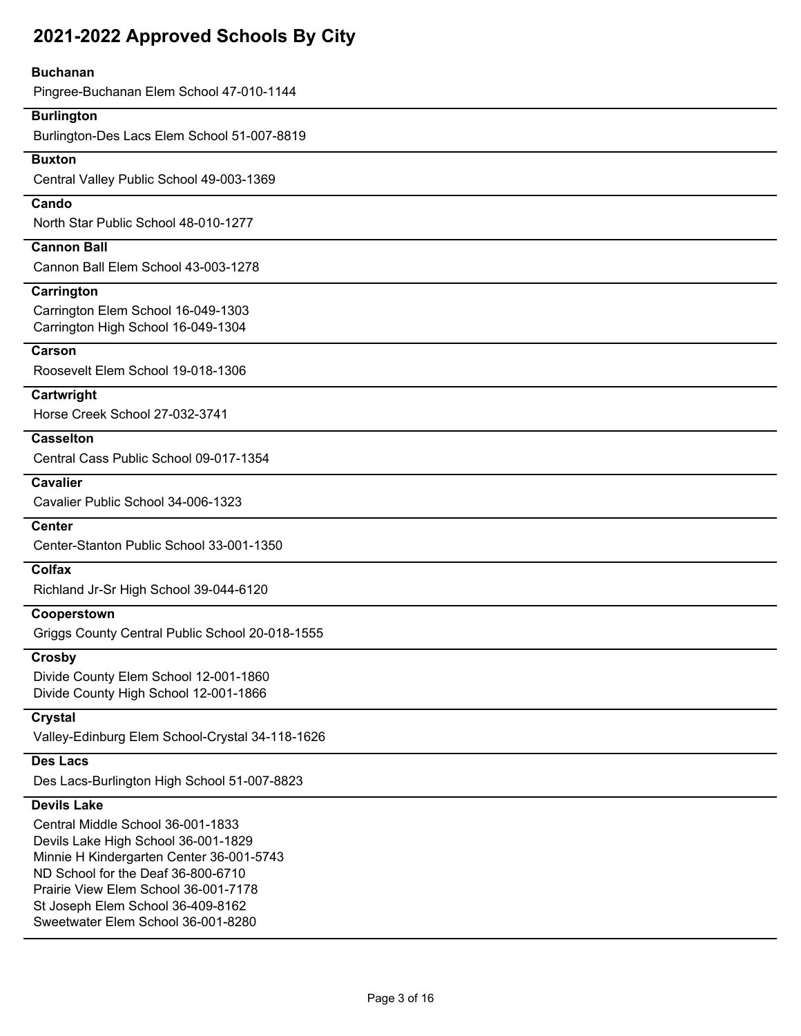# 2021-2022 Approved Schools By City

**Buchanan**

Pingree-Buchanan Elem School 47-010-1144

**Burlington**

Burlington-Des Lacs Elem School 51-007-8819

**Buxton**

Central Valley Public School 49-003-1369

**Cando**

North Star Public School 48-010-1277

**Cannon Ball**

Cannon Ball Elem School 43-003-1278

**Carrington**

Carrington Elem School 16-049-1303
Carrington High School 16-049-1304

**Carson**

Roosevelt Elem School 19-018-1306

**Cartwright**

Horse Creek School 27-032-3741

**Casselton**

Central Cass Public School 09-017-1354

**Cavalier**

Cavalier Public School 34-006-1323

**Center**

Center-Stanton Public School 33-001-1350

**Colfax**

Richland Jr-Sr High School 39-044-6120

**Cooperstown**

Griggs County Central Public School 20-018-1555

**Crosby**

Divide County Elem School 12-001-1860
Divide County High School 12-001-1866

**Crystal**

Valley-Edinburg Elem School-Crystal 34-118-1626

**Des Lacs**

Des Lacs-Burlington High School 51-007-8823

**Devils Lake**

Central Middle School 36-001-1833
Devils Lake High School 36-001-1829
Minnie H Kindergarten Center 36-001-5743
ND School for the Deaf 36-800-6710
Prairie View Elem School 36-001-7178
St Joseph Elem School 36-409-8162
Sweetwater Elem School 36-001-8280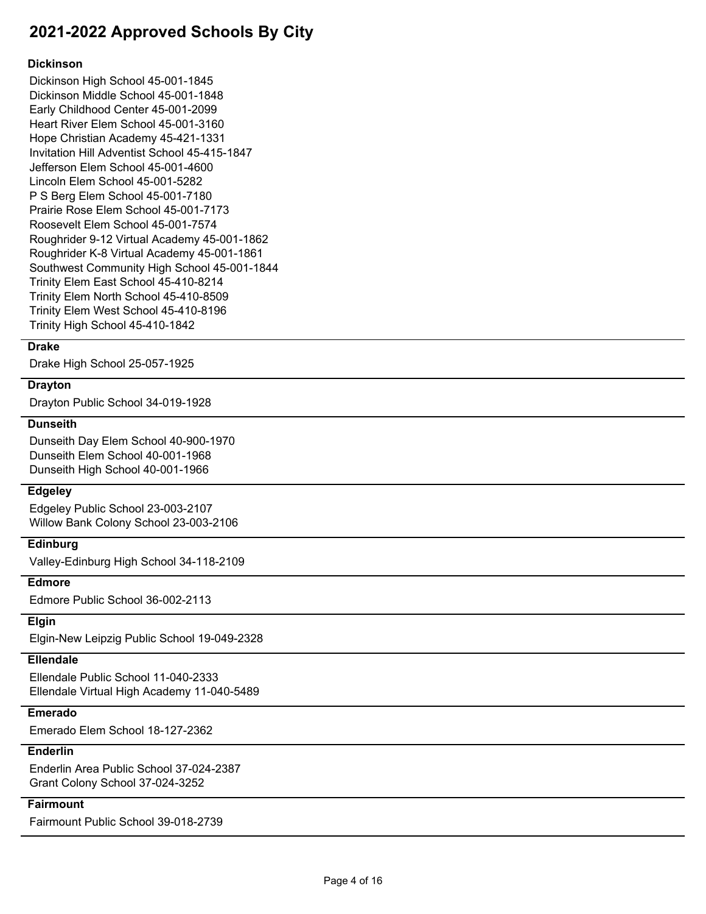# 2021-2022 Approved Schools By City

### Dickinson

Dickinson High School 45-001-1845
Dickinson Middle School 45-001-1848
Early Childhood Center 45-001-2099
Heart River Elem School 45-001-3160
Hope Christian Academy 45-421-1331
Invitation Hill Adventist School 45-415-1847
Jefferson Elem School 45-001-4600
Lincoln Elem School 45-001-5282
P S Berg Elem School 45-001-7180
Prairie Rose Elem School 45-001-7173
Roosevelt Elem School 45-001-7574
Roughrider 9-12 Virtual Academy 45-001-1862
Roughrider K-8 Virtual Academy 45-001-1861
Southwest Community High School 45-001-1844
Trinity Elem East School 45-410-8214
Trinity Elem North School 45-410-8509
Trinity Elem West School 45-410-8196
Trinity High School 45-410-1842

### Drake

Drake High School 25-057-1925

### Drayton

Drayton Public School 34-019-1928

### Dunseith

Dunseith Day Elem School 40-900-1970
Dunseith Elem School 40-001-1968
Dunseith High School 40-001-1966

### Edgeley

Edgeley Public School 23-003-2107
Willow Bank Colony School 23-003-2106

### Edinburg

Valley-Edinburg High School 34-118-2109

### Edmore

Edmore Public School 36-002-2113

### Elgin

Elgin-New Leipzig Public School 19-049-2328

### Ellendale

Ellendale Public School 11-040-2333
Ellendale Virtual High Academy 11-040-5489

### Emerado

Emerado Elem School 18-127-2362

### Enderlin

Enderlin Area Public School 37-024-2387
Grant Colony School 37-024-3252

### Fairmount

Fairmount Public School 39-018-2739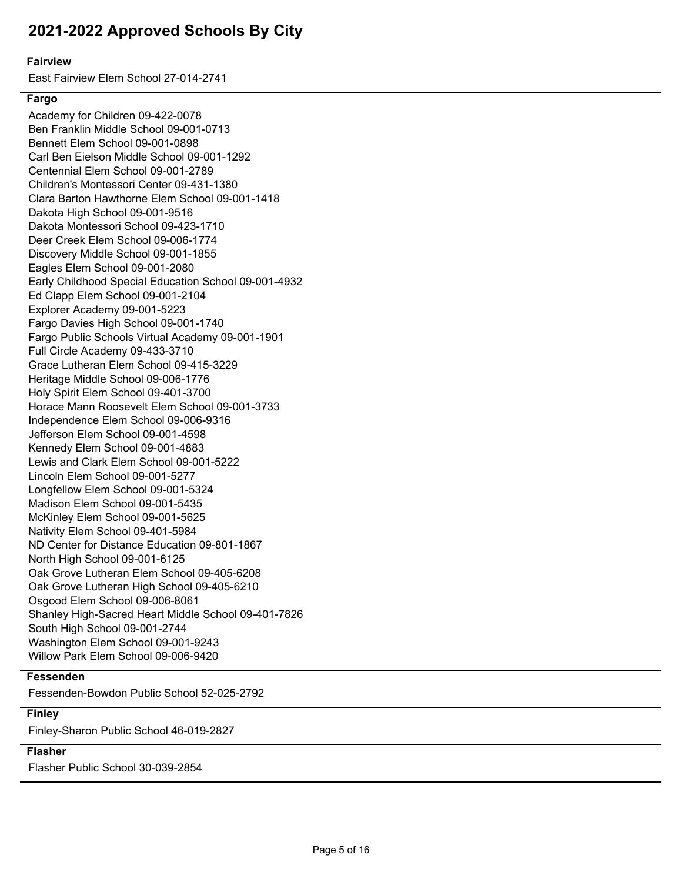# 2021-2022 Approved Schools By City

**Fairview**

East Fairview Elem School 27-014-2741

**Fargo**

Academy for Children 09-422-0078
Ben Franklin Middle School 09-001-0713
Bennett Elem School 09-001-0898
Carl Ben Eielson Middle School 09-001-1292
Centennial Elem School 09-001-2789
Children's Montessori Center 09-431-1380
Clara Barton Hawthorne Elem School 09-001-1418
Dakota High School 09-001-9516
Dakota Montessori School 09-423-1710
Deer Creek Elem School 09-006-1774
Discovery Middle School 09-001-1855
Eagles Elem School 09-001-2080
Early Childhood Special Education School 09-001-4932
Ed Clapp Elem School 09-001-2104
Explorer Academy 09-001-5223
Fargo Davies High School 09-001-1740
Fargo Public Schools Virtual Academy 09-001-1901
Full Circle Academy 09-433-3710
Grace Lutheran Elem School 09-415-3229
Heritage Middle School 09-006-1776
Holy Spirit Elem School 09-401-3700
Horace Mann Roosevelt Elem School 09-001-3733
Independence Elem School 09-006-9316
Jefferson Elem School 09-001-4598
Kennedy Elem School 09-001-4883
Lewis and Clark Elem School 09-001-5222
Lincoln Elem School 09-001-5277
Longfellow Elem School 09-001-5324
Madison Elem School 09-001-5435
McKinley Elem School 09-001-5625
Nativity Elem School 09-401-5984
ND Center for Distance Education 09-801-1867
North High School 09-001-6125
Oak Grove Lutheran Elem School 09-405-6208
Oak Grove Lutheran High School 09-405-6210
Osgood Elem School 09-006-8061
Shanley High-Sacred Heart Middle School 09-401-7826
South High School 09-001-2744
Washington Elem School 09-001-9243
Willow Park Elem School 09-006-9420

**Fessenden**

Fessenden-Bowdon Public School 52-025-2792

**Finley**

Finley-Sharon Public School 46-019-2827

**Flasher**

Flasher Public School 30-039-2854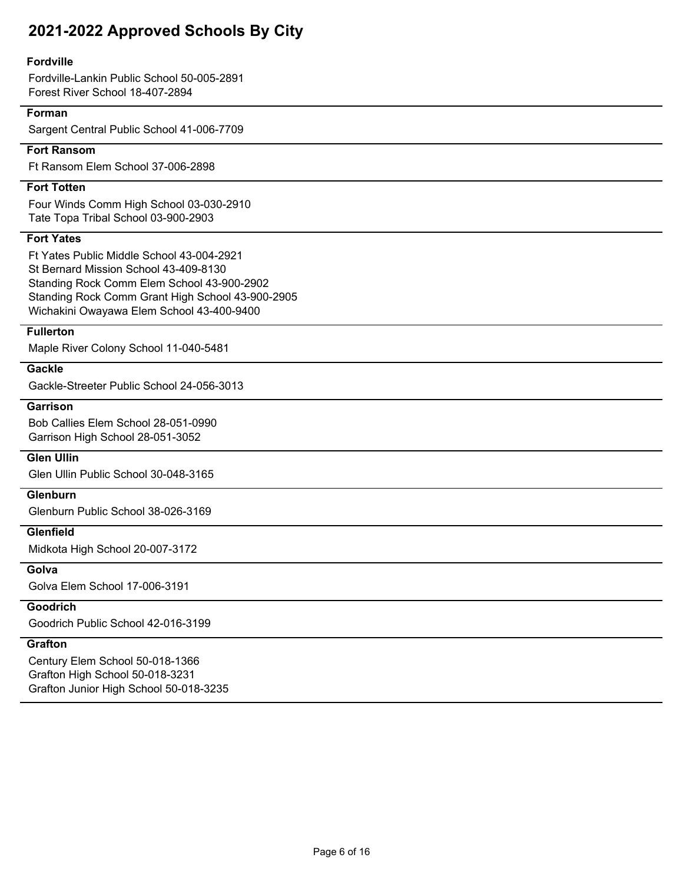# 2021-2022 Approved Schools By City

**Fordville**

Fordville-Lankin Public School 50-005-2891
Forest River School 18-407-2894

**Forman**

Sargent Central Public School 41-006-7709

**Fort Ransom**

Ft Ransom Elem School 37-006-2898

**Fort Totten**

Four Winds Comm High School 03-030-2910
Tate Topa Tribal School 03-900-2903

**Fort Yates**

Ft Yates Public Middle School 43-004-2921
St Bernard Mission School 43-409-8130
Standing Rock Comm Elem School 43-900-2902
Standing Rock Comm Grant High School 43-900-2905
Wichakini Owayawa Elem School 43-400-9400

**Fullerton**

Maple River Colony School 11-040-5481

**Gackle**

Gackle-Streeter Public School 24-056-3013

**Garrison**

Bob Callies Elem School 28-051-0990
Garrison High School 28-051-3052

**Glen Ullin**

Glen Ullin Public School 30-048-3165

**Glenburn**

Glenburn Public School 38-026-3169

**Glenfield**

Midkota High School 20-007-3172

**Golva**

Golva Elem School 17-006-3191

**Goodrich**

Goodrich Public School 42-016-3199

**Grafton**

Century Elem School 50-018-1366
Grafton High School 50-018-3231
Grafton Junior High School 50-018-3235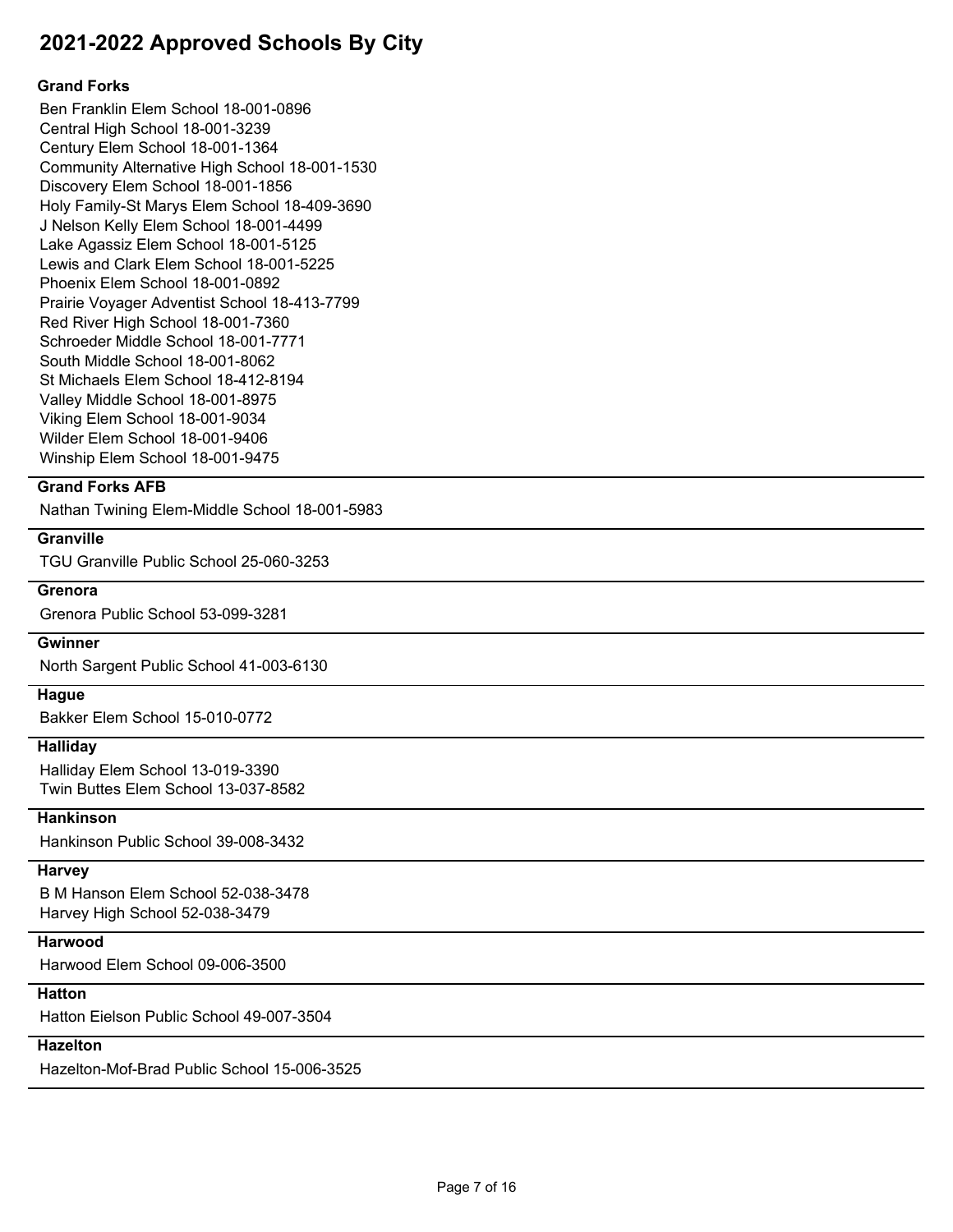# 2021-2022 Approved Schools By City

## Grand Forks

Ben Franklin Elem School 18-001-0896
Central High School 18-001-3239
Century Elem School 18-001-1364
Community Alternative High School 18-001-1530
Discovery Elem School 18-001-1856
Holy Family-St Marys Elem School 18-409-3690
J Nelson Kelly Elem School 18-001-4499
Lake Agassiz Elem School 18-001-5125
Lewis and Clark Elem School 18-001-5225
Phoenix Elem School 18-001-0892
Prairie Voyager Adventist School 18-413-7799
Red River High School 18-001-7360
Schroeder Middle School 18-001-7771
South Middle School 18-001-8062
St Michaels Elem School 18-412-8194
Valley Middle School 18-001-8975
Viking Elem School 18-001-9034
Wilder Elem School 18-001-9406
Winship Elem School 18-001-9475

## Grand Forks AFB

Nathan Twining Elem-Middle School 18-001-5983

## Granville

TGU Granville Public School 25-060-3253

## Grenora

Grenora Public School 53-099-3281

## Gwinner

North Sargent Public School 41-003-6130

## Hague

Bakker Elem School 15-010-0772

## Halliday

Halliday Elem School 13-019-3390
Twin Buttes Elem School 13-037-8582

## Hankinson

Hankinson Public School 39-008-3432

## Harvey

B M Hanson Elem School 52-038-3478
Harvey High School 52-038-3479

## Harwood

Harwood Elem School 09-006-3500

## Hatton

Hatton Eielson Public School 49-007-3504

## Hazelton

Hazelton-Mof-Brad Public School 15-006-3525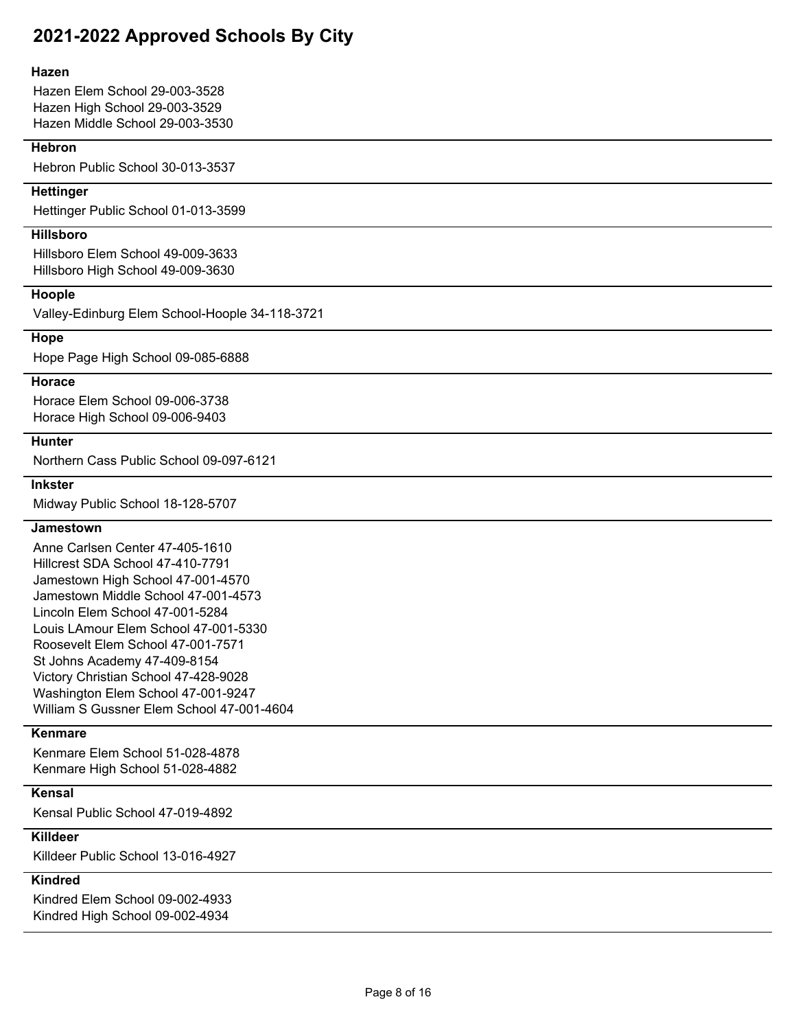# 2021-2022 Approved Schools By City

## Hazen

Hazen Elem School 29-003-3528
Hazen High School 29-003-3529
Hazen Middle School 29-003-3530

## Hebron

Hebron Public School 30-013-3537

## Hettinger

Hettinger Public School 01-013-3599

## Hillsboro

Hillsboro Elem School 49-009-3633
Hillsboro High School 49-009-3630

## Hoople

Valley-Edinburg Elem School-Hoople 34-118-3721

## Hope

Hope Page High School 09-085-6888

## Horace

Horace Elem School 09-006-3738
Horace High School 09-006-9403

## Hunter

Northern Cass Public School 09-097-6121

## Inkster

Midway Public School 18-128-5707

## Jamestown

Anne Carlsen Center 47-405-1610
Hillcrest SDA School 47-410-7791
Jamestown High School 47-001-4570
Jamestown Middle School 47-001-4573
Lincoln Elem School 47-001-5284
Louis LAmour Elem School 47-001-5330
Roosevelt Elem School 47-001-7571
St Johns Academy 47-409-8154
Victory Christian School 47-428-9028
Washington Elem School 47-001-9247
William S Gussner Elem School 47-001-4604

## Kenmare

Kenmare Elem School 51-028-4878
Kenmare High School 51-028-4882

## Kensal

Kensal Public School 47-019-4892

## Killdeer

Killdeer Public School 13-016-4927

## Kindred

Kindred Elem School 09-002-4933
Kindred High School 09-002-4934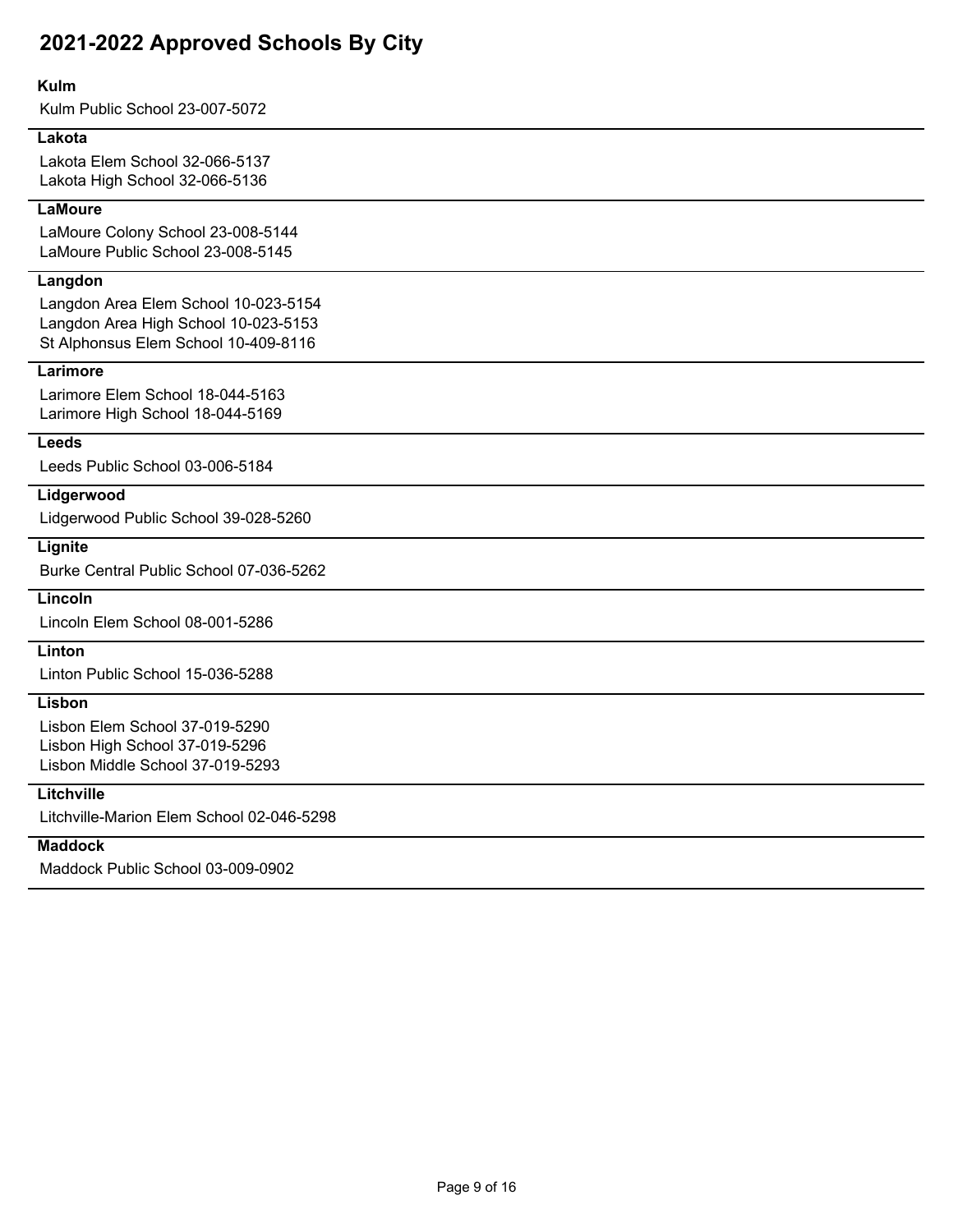# 2021-2022 Approved Schools By City

### Kulm

Kulm Public School 23-007-5072

### Lakota

Lakota Elem School 32-066-5137
Lakota High School 32-066-5136

### LaMoure

LaMoure Colony School 23-008-5144
LaMoure Public School 23-008-5145

### Langdon

Langdon Area Elem School 10-023-5154
Langdon Area High School 10-023-5153
St Alphonsus Elem School 10-409-8116

### Larimore

Larimore Elem School 18-044-5163
Larimore High School 18-044-5169

### Leeds

Leeds Public School 03-006-5184

### Lidgerwood

Lidgerwood Public School 39-028-5260

### Lignite

Burke Central Public School 07-036-5262

### Lincoln

Lincoln Elem School 08-001-5286

### Linton

Linton Public School 15-036-5288

### Lisbon

Lisbon Elem School 37-019-5290
Lisbon High School 37-019-5296
Lisbon Middle School 37-019-5293

### Litchville

Litchville-Marion Elem School 02-046-5298

### Maddock

Maddock Public School 03-009-0902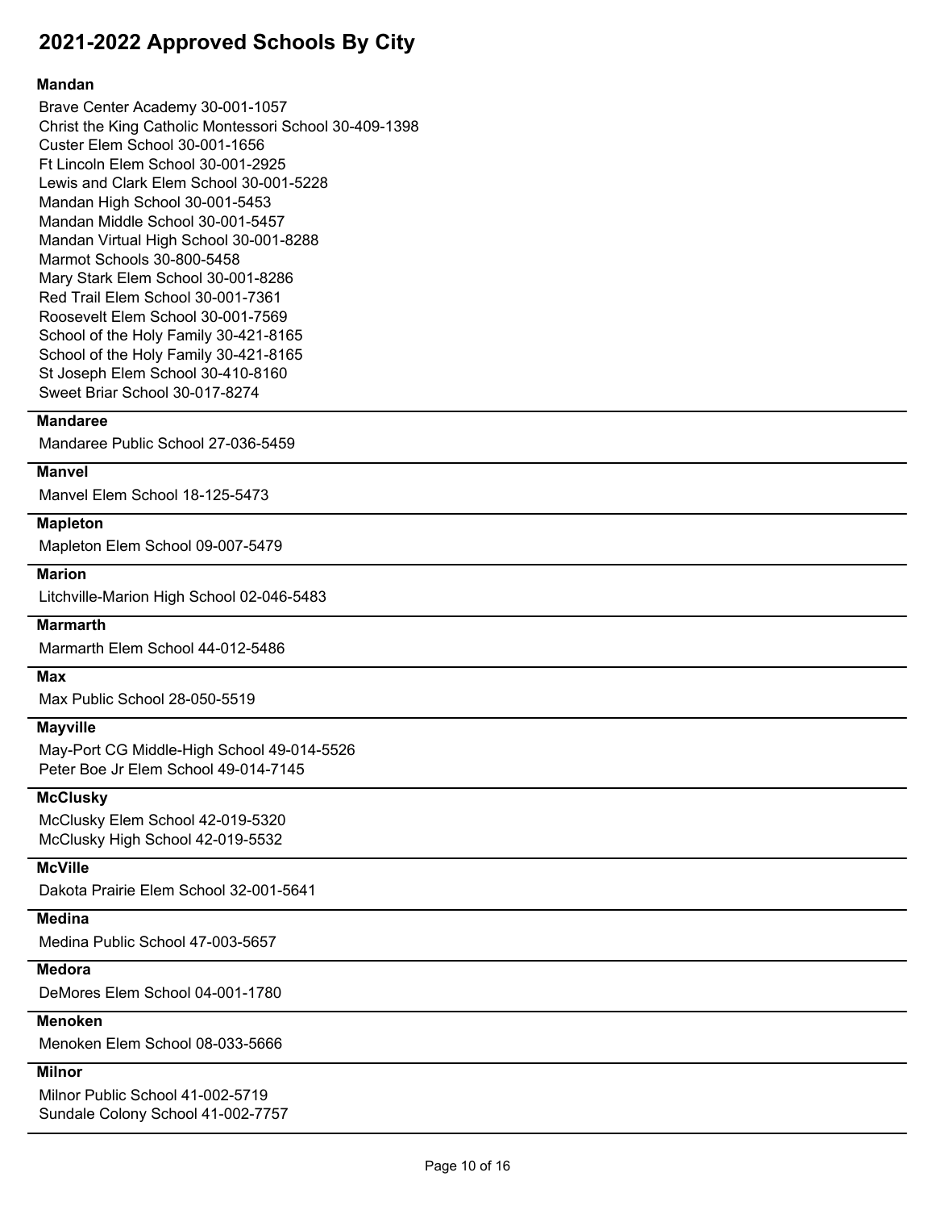# 2021-2022 Approved Schools By City

**Mandan**

Brave Center Academy 30-001-1057
Christ the King Catholic Montessori School 30-409-1398
Custer Elem School 30-001-1656
Ft Lincoln Elem School 30-001-2925
Lewis and Clark Elem School 30-001-5228
Mandan High School 30-001-5453
Mandan Middle School 30-001-5457
Mandan Virtual High School 30-001-8288
Marmot Schools 30-800-5458
Mary Stark Elem School 30-001-8286
Red Trail Elem School 30-001-7361
Roosevelt Elem School 30-001-7569
School of the Holy Family 30-421-8165
School of the Holy Family 30-421-8165
St Joseph Elem School 30-410-8160
Sweet Briar School 30-017-8274

**Mandaree**

Mandaree Public School 27-036-5459

**Manvel**

Manvel Elem School 18-125-5473

**Mapleton**

Mapleton Elem School 09-007-5479

**Marion**

Litchville-Marion High School 02-046-5483

**Marmarth**

Marmarth Elem School 44-012-5486

**Max**

Max Public School 28-050-5519

**Mayville**

May-Port CG Middle-High School 49-014-5526
Peter Boe Jr Elem School 49-014-7145

**McClusky**

McClusky Elem School 42-019-5320
McClusky High School 42-019-5532

**McVille**

Dakota Prairie Elem School 32-001-5641

**Medina**

Medina Public School 47-003-5657

**Medora**

DeMores Elem School 04-001-1780

**Menoken**

Menoken Elem School 08-033-5666

**Milnor**

Milnor Public School 41-002-5719
Sundale Colony School 41-002-7757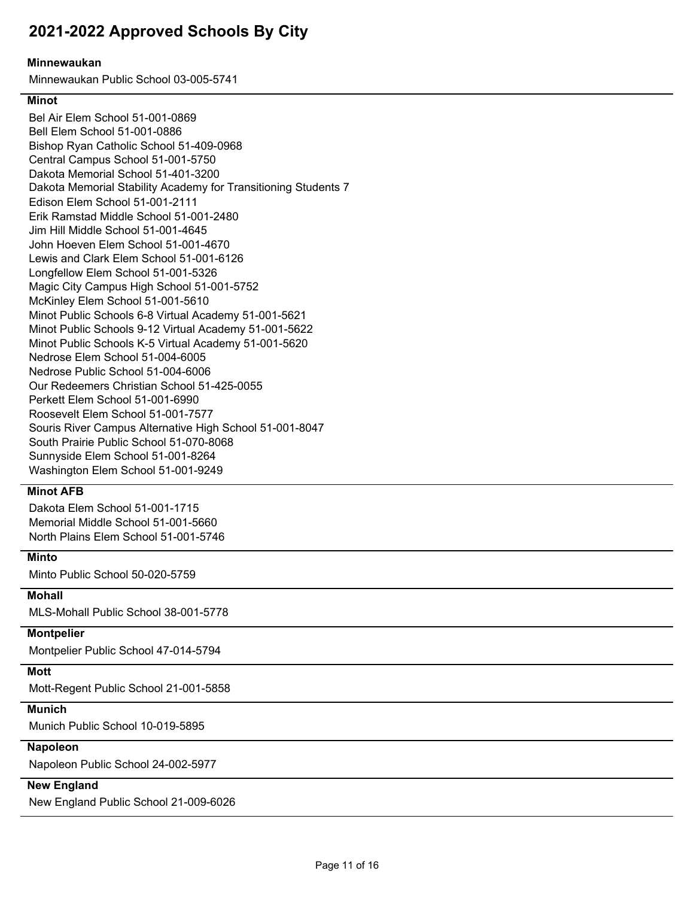# 2021-2022 Approved Schools By City

## Minnewaukan

Minnewaukan Public School 03-005-5741

## Minot

Bel Air Elem School 51-001-0869
Bell Elem School 51-001-0886
Bishop Ryan Catholic School 51-409-0968
Central Campus School 51-001-5750
Dakota Memorial School 51-401-3200
Dakota Memorial Stability Academy for Transitioning Students 7
Edison Elem School 51-001-2111
Erik Ramstad Middle School 51-001-2480
Jim Hill Middle School 51-001-4645
John Hoeven Elem School 51-001-4670
Lewis and Clark Elem School 51-001-6126
Longfellow Elem School 51-001-5326
Magic City Campus High School 51-001-5752
McKinley Elem School 51-001-5610
Minot Public Schools 6-8 Virtual Academy 51-001-5621
Minot Public Schools 9-12 Virtual Academy 51-001-5622
Minot Public Schools K-5 Virtual Academy 51-001-5620
Nedrose Elem School 51-004-6005
Nedrose Public School 51-004-6006
Our Redeemers Christian School 51-425-0055
Perkett Elem School 51-001-6990
Roosevelt Elem School 51-001-7577
Souris River Campus Alternative High School 51-001-8047
South Prairie Public School 51-070-8068
Sunnyside Elem School 51-001-8264
Washington Elem School 51-001-9249

## Minot AFB

Dakota Elem School 51-001-1715
Memorial Middle School 51-001-5660
North Plains Elem School 51-001-5746

## Minto

Minto Public School 50-020-5759

## Mohall

MLS-Mohall Public School 38-001-5778

## Montpelier

Montpelier Public School 47-014-5794

## Mott

Mott-Regent Public School 21-001-5858

## Munich

Munich Public School 10-019-5895

## Napoleon

Napoleon Public School 24-002-5977

## New England

New England Public School 21-009-6026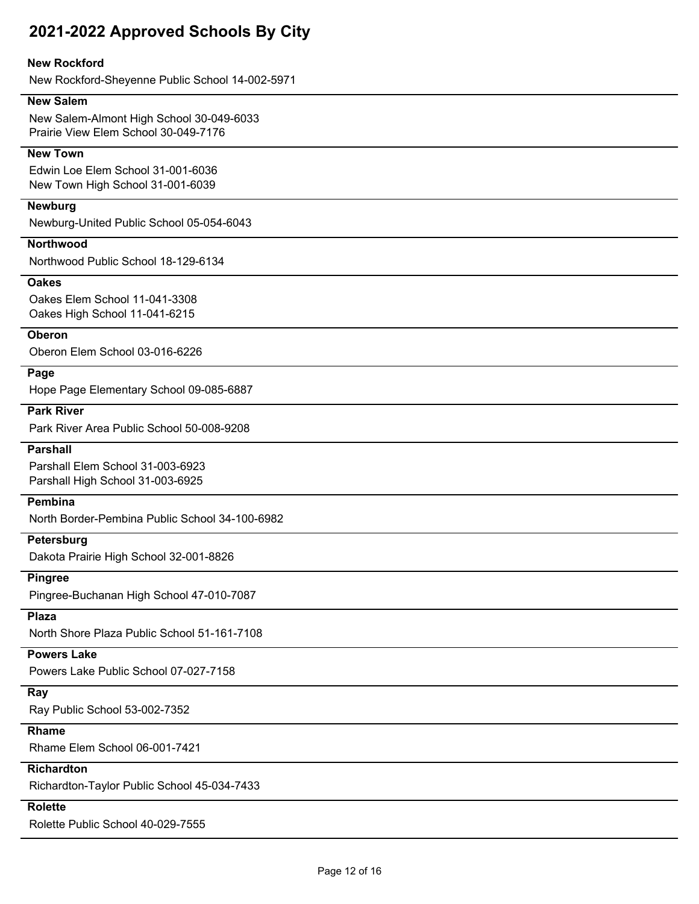# 2021-2022 Approved Schools By City

**New Rockford**

New Rockford-Sheyenne Public School 14-002-5971

**New Salem**

New Salem-Almont High School 30-049-6033
Prairie View Elem School 30-049-7176

**New Town**

Edwin Loe Elem School 31-001-6036
New Town High School 31-001-6039

**Newburg**

Newburg-United Public School 05-054-6043

**Northwood**

Northwood Public School 18-129-6134

**Oakes**

Oakes Elem School 11-041-3308
Oakes High School 11-041-6215

**Oberon**

Oberon Elem School 03-016-6226

**Page**

Hope Page Elementary School 09-085-6887

**Park River**

Park River Area Public School 50-008-9208

**Parshall**

Parshall Elem School 31-003-6923
Parshall High School 31-003-6925

**Pembina**

North Border-Pembina Public School 34-100-6982

**Petersburg**

Dakota Prairie High School 32-001-8826

**Pingree**

Pingree-Buchanan High School 47-010-7087

**Plaza**

North Shore Plaza Public School 51-161-7108

**Powers Lake**

Powers Lake Public School 07-027-7158

**Ray**

Ray Public School 53-002-7352

**Rhame**

Rhame Elem School 06-001-7421

**Richardton**

Richardton-Taylor Public School 45-034-7433

**Rolette**

Rolette Public School 40-029-7555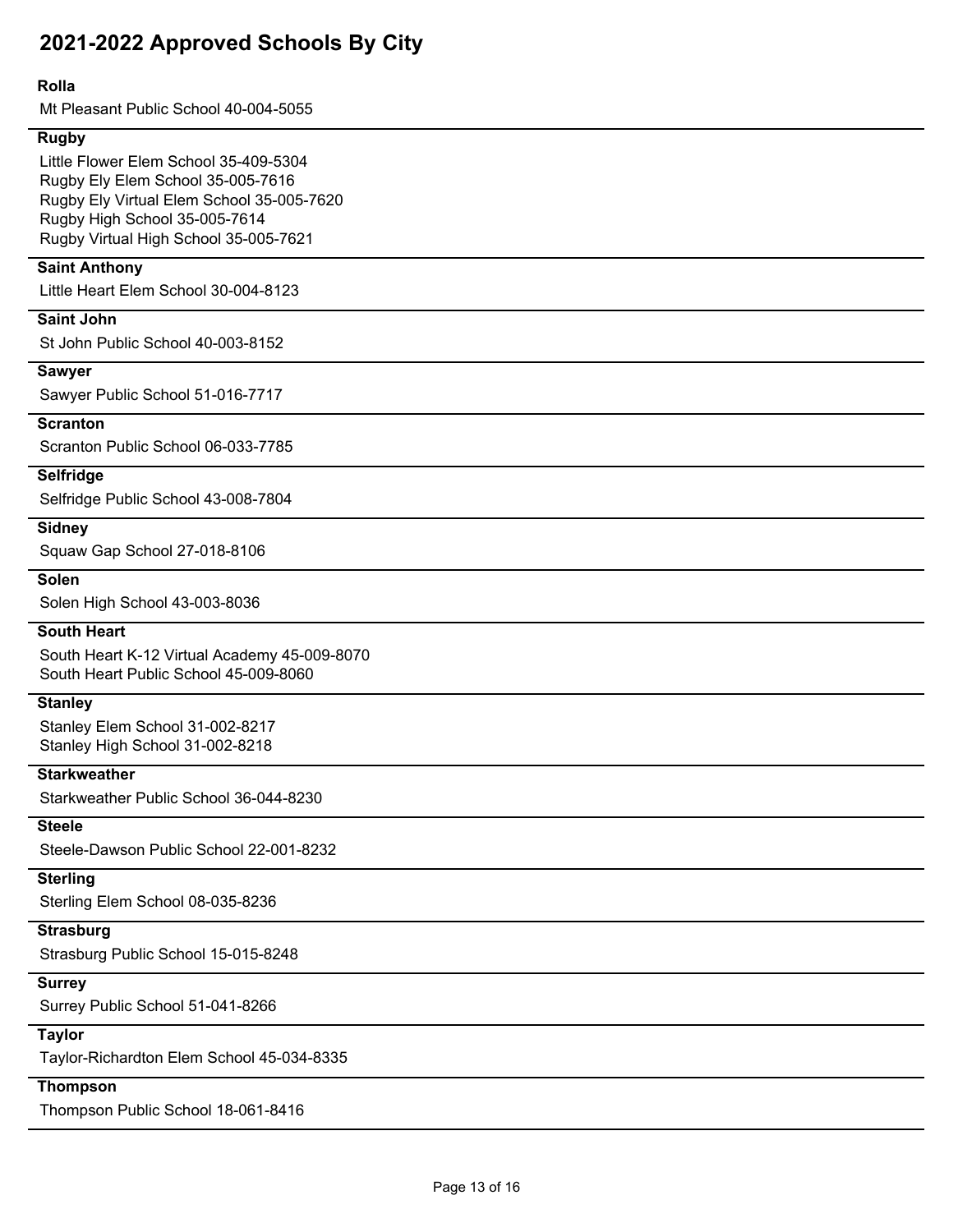# 2021-2022 Approved Schools By City

**Rolla**

Mt Pleasant Public School 40-004-5055

**Rugby**

Little Flower Elem School 35-409-5304
Rugby Ely Elem School 35-005-7616
Rugby Ely Virtual Elem School 35-005-7620
Rugby High School 35-005-7614
Rugby Virtual High School 35-005-7621

**Saint Anthony**

Little Heart Elem School 30-004-8123

**Saint John**

St John Public School 40-003-8152

**Sawyer**

Sawyer Public School 51-016-7717

**Scranton**

Scranton Public School 06-033-7785

**Selfridge**

Selfridge Public School 43-008-7804

**Sidney**

Squaw Gap School 27-018-8106

**Solen**

Solen High School 43-003-8036

**South Heart**

South Heart K-12 Virtual Academy 45-009-8070
South Heart Public School 45-009-8060

**Stanley**

Stanley Elem School 31-002-8217
Stanley High School 31-002-8218

**Starkweather**

Starkweather Public School 36-044-8230

**Steele**

Steele-Dawson Public School 22-001-8232

**Sterling**

Sterling Elem School 08-035-8236

**Strasburg**

Strasburg Public School 15-015-8248

**Surrey**

Surrey Public School 51-041-8266

**Taylor**

Taylor-Richardton Elem School 45-034-8335

**Thompson**

Thompson Public School 18-061-8416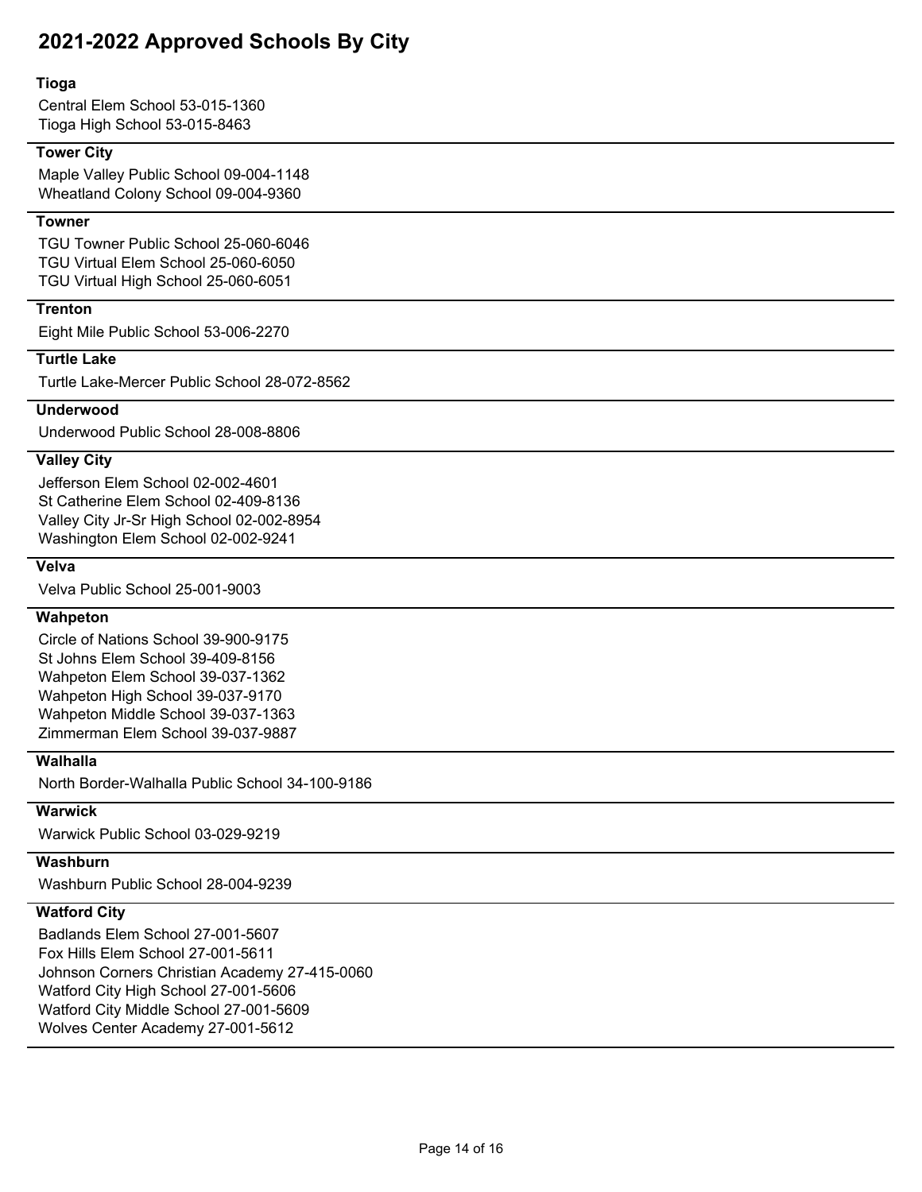# 2021-2022 Approved Schools By City

### Tioga

Central Elem School 53-015-1360
Tioga High School 53-015-8463

### Tower City

Maple Valley Public School 09-004-1148
Wheatland Colony School 09-004-9360

### Towner

TGU Towner Public School 25-060-6046
TGU Virtual Elem School 25-060-6050
TGU Virtual High School 25-060-6051

### Trenton

Eight Mile Public School 53-006-2270

### Turtle Lake

Turtle Lake-Mercer Public School 28-072-8562

### Underwood

Underwood Public School 28-008-8806

### Valley City

Jefferson Elem School 02-002-4601
St Catherine Elem School 02-409-8136
Valley City Jr-Sr High School 02-002-8954
Washington Elem School 02-002-9241

### Velva

Velva Public School 25-001-9003

### Wahpeton

Circle of Nations School 39-900-9175
St Johns Elem School 39-409-8156
Wahpeton Elem School 39-037-1362
Wahpeton High School 39-037-9170
Wahpeton Middle School 39-037-1363
Zimmerman Elem School 39-037-9887

### Walhalla

North Border-Walhalla Public School 34-100-9186

### Warwick

Warwick Public School 03-029-9219

### Washburn

Washburn Public School 28-004-9239

### Watford City

Badlands Elem School 27-001-5607
Fox Hills Elem School 27-001-5611
Johnson Corners Christian Academy 27-415-0060
Watford City High School 27-001-5606
Watford City Middle School 27-001-5609
Wolves Center Academy 27-001-5612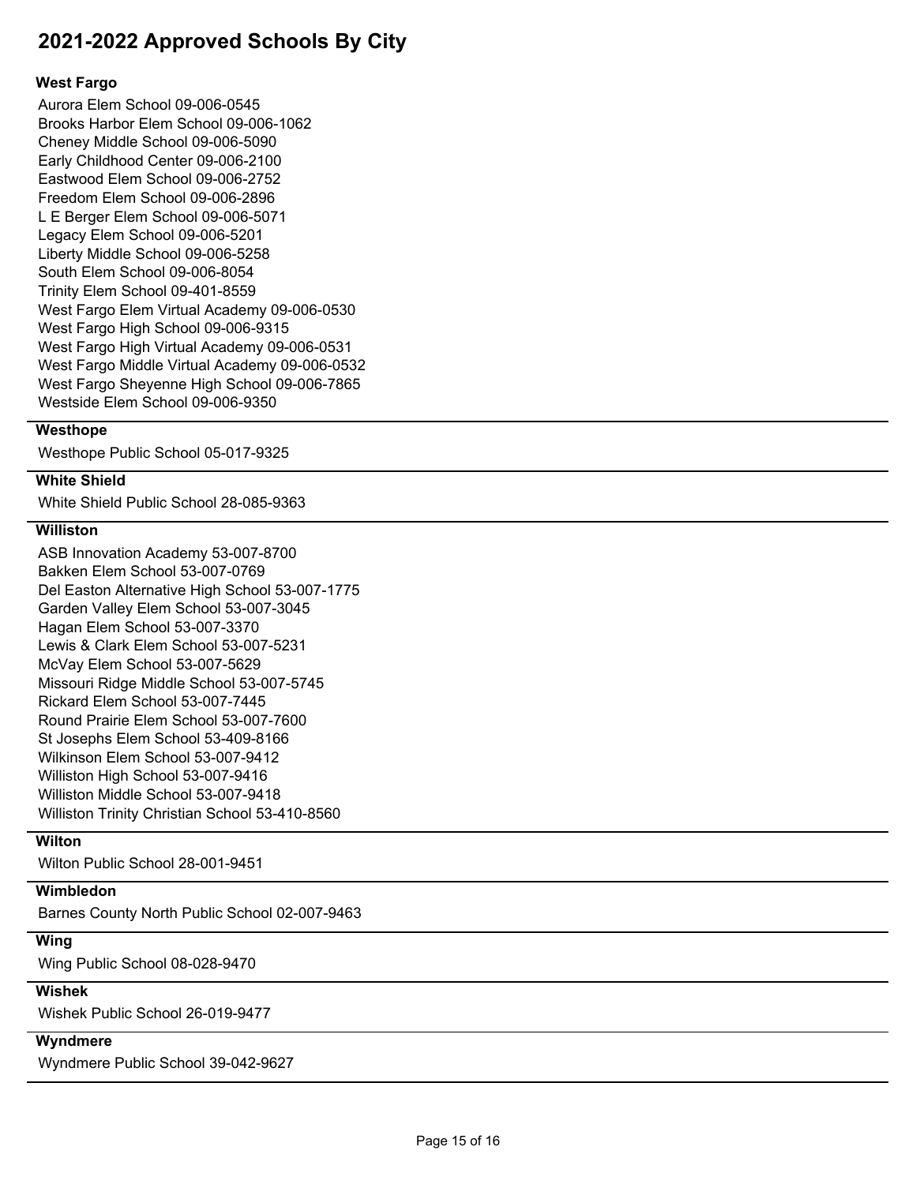# 2021-2022 Approved Schools By City

### West Fargo

Aurora Elem School 09-006-0545
Brooks Harbor Elem School 09-006-1062
Cheney Middle School 09-006-5090
Early Childhood Center 09-006-2100
Eastwood Elem School 09-006-2752
Freedom Elem School 09-006-2896
L E Berger Elem School 09-006-5071
Legacy Elem School 09-006-5201
Liberty Middle School 09-006-5258
South Elem School 09-006-8054
Trinity Elem School 09-401-8559
West Fargo Elem Virtual Academy 09-006-0530
West Fargo High School 09-006-9315
West Fargo High Virtual Academy 09-006-0531
West Fargo Middle Virtual Academy 09-006-0532
West Fargo Sheyenne High School 09-006-7865
Westside Elem School 09-006-9350

### Westhope

Westhope Public School 05-017-9325

### White Shield

White Shield Public School 28-085-9363

### Williston

ASB Innovation Academy 53-007-8700
Bakken Elem School 53-007-0769
Del Easton Alternative High School 53-007-1775
Garden Valley Elem School 53-007-3045
Hagan Elem School 53-007-3370
Lewis & Clark Elem School 53-007-5231
McVay Elem School 53-007-5629
Missouri Ridge Middle School 53-007-5745
Rickard Elem School 53-007-7445
Round Prairie Elem School 53-007-7600
St Josephs Elem School 53-409-8166
Wilkinson Elem School 53-007-9412
Williston High School 53-007-9416
Williston Middle School 53-007-9418
Williston Trinity Christian School 53-410-8560

### Wilton

Wilton Public School 28-001-9451

### Wimbledon

Barnes County North Public School 02-007-9463

### Wing

Wing Public School 08-028-9470

### Wishek

Wishek Public School 26-019-9477

### Wyndmere

Wyndmere Public School 39-042-9627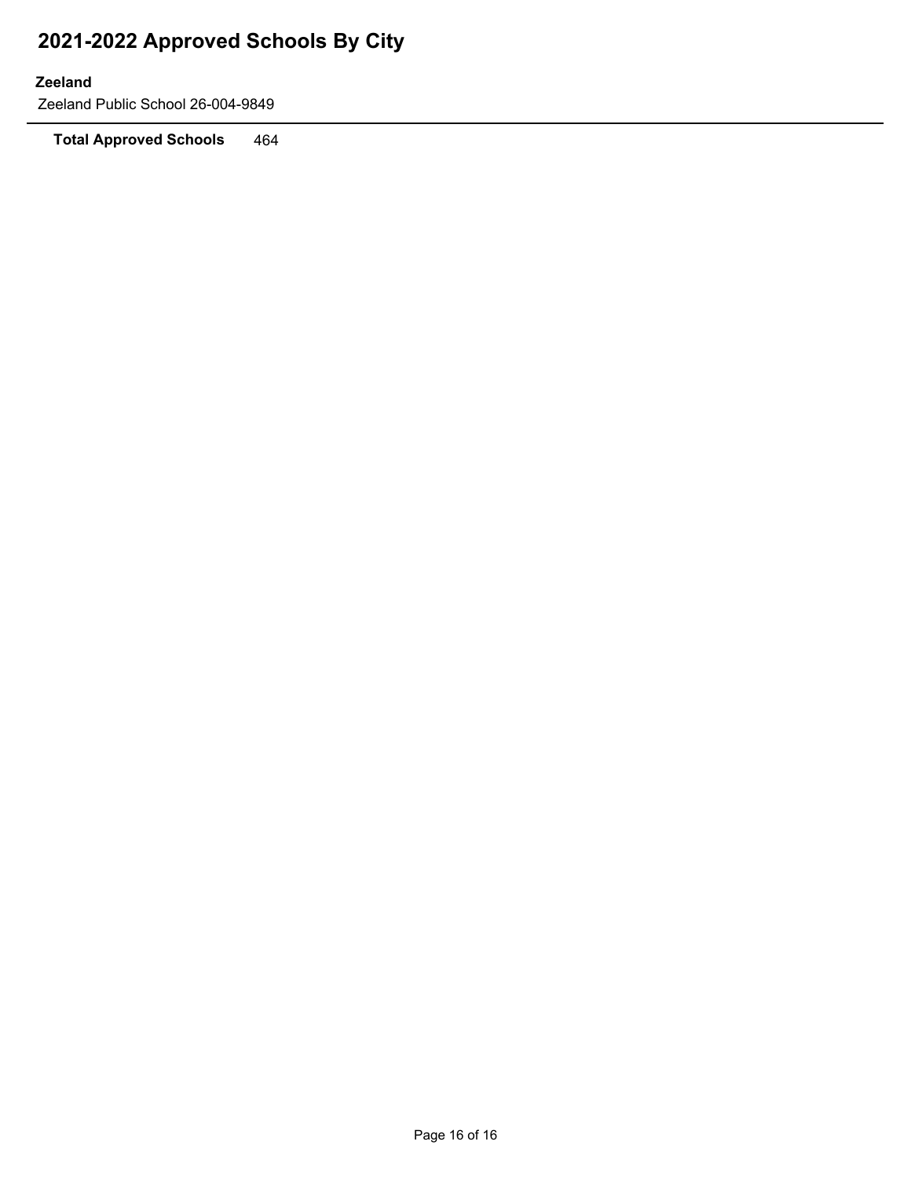# 2021-2022 Approved Schools By City

**Zeeland**

Zeeland Public School 26-004-9849

---

**Total Approved Schools** 464